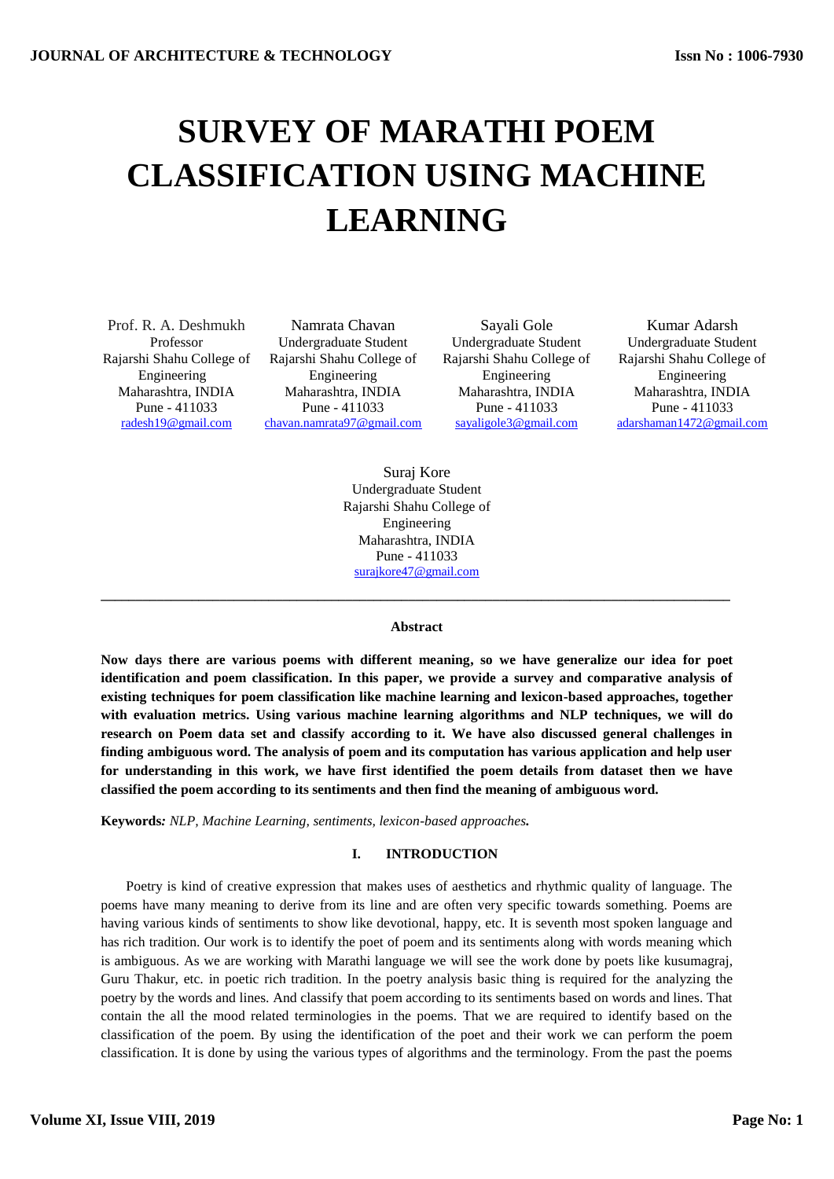# SURVEY OF MARATHI POEM CLASSIFICATION USING MACHINE LEARNING

Prof. R. A. Deshmukh
Professor
Rajarshi Shahu College of Engineering
Maharashtra, INDIA
Pune - 411033
radesh19@gmail.com

Namrata Chavan
Undergraduate Student
Rajarshi Shahu College of Engineering
Maharashtra, INDIA
Pune - 411033
chavan.namrata97@gmail.com

Sayali Gole
Undergraduate Student
Rajarshi Shahu College of Engineering
Maharashtra, INDIA
Pune - 411033
sayaligole3@gmail.com

Kumar Adarsh
Undergraduate Student
Rajarshi Shahu College of Engineering
Maharashtra, INDIA
Pune - 411033
adarshaman1472@gmail.com

Suraj Kore
Undergraduate Student
Rajarshi Shahu College of Engineering
Maharashtra, INDIA
Pune - 411033
surajkore47@gmail.com

---

**Abstract**

**Now days there are various poems with different meaning, so we have generalize our idea for poet identification and poem classification. In this paper, we provide a survey and comparative analysis of existing techniques for poem classification like machine learning and lexicon-based approaches, together with evaluation metrics. Using various machine learning algorithms and NLP techniques, we will do research on Poem data set and classify according to it. We have also discussed general challenges in finding ambiguous word. The analysis of poem and its computation has various application and help user for understanding in this work, we have first identified the poem details from dataset then we have classified the poem according to its sentiments and then find the meaning of ambiguous word.**

**Keywords***: NLP, Machine Learning, sentiments, lexicon-based approaches.*

## I. INTRODUCTION

Poetry is kind of creative expression that makes uses of aesthetics and rhythmic quality of language. The poems have many meaning to derive from its line and are often very specific towards something. Poems are having various kinds of sentiments to show like devotional, happy, etc. It is seventh most spoken language and has rich tradition. Our work is to identify the poet of poem and its sentiments along with words meaning which is ambiguous. As we are working with Marathi language we will see the work done by poets like kusumagraj, Guru Thakur, etc. in poetic rich tradition. In the poetry analysis basic thing is required for the analyzing the poetry by the words and lines. And classify that poem according to its sentiments based on words and lines. That contain the all the mood related terminologies in the poems. That we are required to identify based on the classification of the poem. By using the identification of the poet and their work we can perform the poem classification. It is done by using the various types of algorithms and the terminology. From the past the poems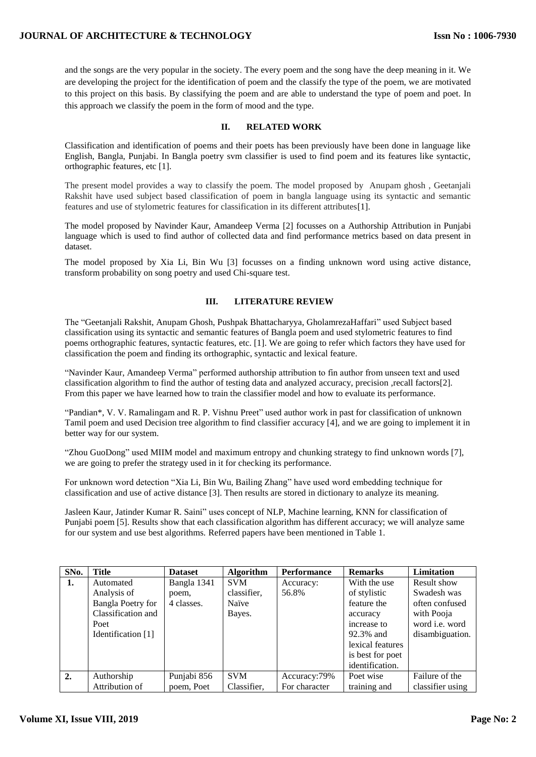and the songs are the very popular in the society. The every poem and the song have the deep meaning in it. We are developing the project for the identification of poem and the classify the type of the poem, we are motivated to this project on this basis. By classifying the poem and are able to understand the type of poem and poet. In this approach we classify the poem in the form of mood and the type.

## II. RELATED WORK

Classification and identification of poems and their poets has been previously have been done in language like English, Bangla, Punjabi. In Bangla poetry svm classifier is used to find poem and its features like syntactic, orthographic features, etc [1].

The present model provides a way to classify the poem. The model proposed by Anupam ghosh , Geetanjali Rakshit have used subject based classification of poem in bangla language using its syntactic and semantic features and use of stylometric features for classification in its different attributes[1].

The model proposed by Navinder Kaur, Amandeep Verma [2] focusses on a Authorship Attribution in Punjabi language which is used to find author of collected data and find performance metrics based on data present in dataset.

The model proposed by Xia Li, Bin Wu [3] focusses on a finding unknown word using active distance, transform probability on song poetry and used Chi-square test.

## III. LITERATURE REVIEW

The "Geetanjali Rakshit, Anupam Ghosh, Pushpak Bhattacharyya, GholamrezaHaffari" used Subject based classification using its syntactic and semantic features of Bangla poem and used stylometric features to find poems orthographic features, syntactic features, etc. [1]. We are going to refer which factors they have used for classification the poem and finding its orthographic, syntactic and lexical feature.

"Navinder Kaur, Amandeep Verma" performed authorship attribution to fin author from unseen text and used classification algorithm to find the author of testing data and analyzed accuracy, precision ,recall factors[2]. From this paper we have learned how to train the classifier model and how to evaluate its performance.

"Pandian*, V. V. Ramalingam and R. P. Vishnu Preet" used author work in past for classification of unknown Tamil poem and used Decision tree algorithm to find classifier accuracy [4], and we are going to implement it in better way for our system.

"Zhou GuoDong" used MIIM model and maximum entropy and chunking strategy to find unknown words [7], we are going to prefer the strategy used in it for checking its performance.

For unknown word detection "Xia Li, Bin Wu, Bailing Zhang" have used word embedding technique for classification and use of active distance [3]. Then results are stored in dictionary to analyze its meaning.

Jasleen Kaur, Jatinder Kumar R. Saini" uses concept of NLP, Machine learning, KNN for classification of Punjabi poem [5]. Results show that each classification algorithm has different accuracy; we will analyze same for our system and use best algorithms. Referred papers have been mentioned in Table 1.

| SNo. | Title | Dataset | Algorithm | Performance | Remarks | Limitation |
|---|---|---|---|---|---|---|
| **1.** | Automated Analysis of Bangla Poetry for Classification and Poet Identification [1] | Bangla 1341 poem, 4 classes. | SVM classifier, Naïve Bayes. | Accuracy: 56.8% | With the use of stylistic feature the accuracy increase to 92.3% and lexical features is best for poet identification. | Result show Swadesh was often confused with Pooja word i.e. word disambiguation. |
| **2.** | Authorship Attribution of | Punjabi 856 poem, Poet | SVM Classifier, | Accuracy:79% For character | Poet wise training and | Failure of the classifier using |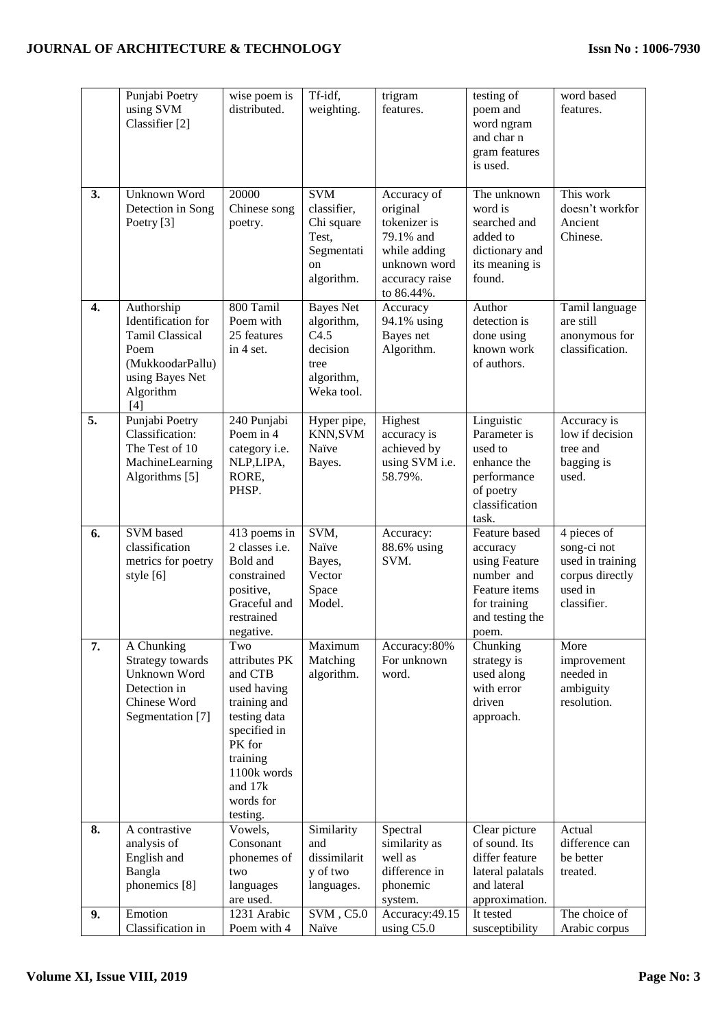| | Punjabi Poetry using SVM Classifier [2] | wise poem is distributed. | Tf-idf, weighting. | trigram features. | testing of poem and word ngram and char n gram features is used. | word based features. |
|---|---|---|---|---|---|---|
| **3.** | Unknown Word Detection in Song Poetry [3] | 20000 Chinese song poetry. | SVM classifier, Chi square Test, Segmentation algorithm. | Accuracy of original tokenizer is 79.1% and while adding unknown word accuracy raise to 86.44%. | The unknown word is searched and added to dictionary and its meaning is found. | This work doesn't workfor Ancient Chinese. |
| **4.** | Authorship Identification for Tamil Classical Poem (MukkoodarPallu) using Bayes Net Algorithm [4] | 800 Tamil Poem with 25 features in 4 set. | Bayes Net algorithm, C4.5 decision tree algorithm, Weka tool. | Accuracy 94.1% using Bayes net Algorithm. | Author detection is done using known work of authors. | Tamil language are still anonymous for classification. |
| **5.** | Punjabi Poetry Classification: The Test of 10 MachineLearning Algorithms [5] | 240 Punjabi Poem in 4 category i.e. NLP,LIPA, RORE, PHSP. | Hyper pipe, KNN,SVM Naïve Bayes. | Highest accuracy is achieved by using SVM i.e. 58.79%. | Linguistic Parameter is used to enhance the performance of poetry classification task. | Accuracy is low if decision tree and bagging is used. |
| **6.** | SVM based classification metrics for poetry style [6] | 413 poems in 2 classes i.e. Bold and constrained positive, Graceful and restrained negative. | SVM, Naïve Bayes, Vector Space Model. | Accuracy: 88.6% using SVM. | Feature based accuracy using Feature number and Feature items for training and testing the poem. | 4 pieces of song-ci not used in training corpus directly used in classifier. |
| **7.** | A Chunking Strategy towards Unknown Word Detection in Chinese Word Segmentation [7] | Two attributes PK and CTB used having training and testing data specified in PK for training 1100k words and 17k words for testing. | Maximum Matching algorithm. | Accuracy:80% For unknown word. | Chunking strategy is used along with error driven approach. | More improvement needed in ambiguity resolution. |
| **8.** | A contrastive analysis of English and Bangla phonemics [8] | Vowels, Consonant phonemes of two languages are used. | Similarity and dissimilarity of two languages. | Spectral similarity as well as difference in phonemic system. | Clear picture of sound. Its differ feature lateral palatals and lateral approximation. | Actual difference can be better treated. |
| **9.** | Emotion Classification in | 1231 Arabic Poem with 4 | SVM , C5.0 Naïve | Accuracy:49.15 using C5.0 | It tested susceptibility | The choice of Arabic corpus |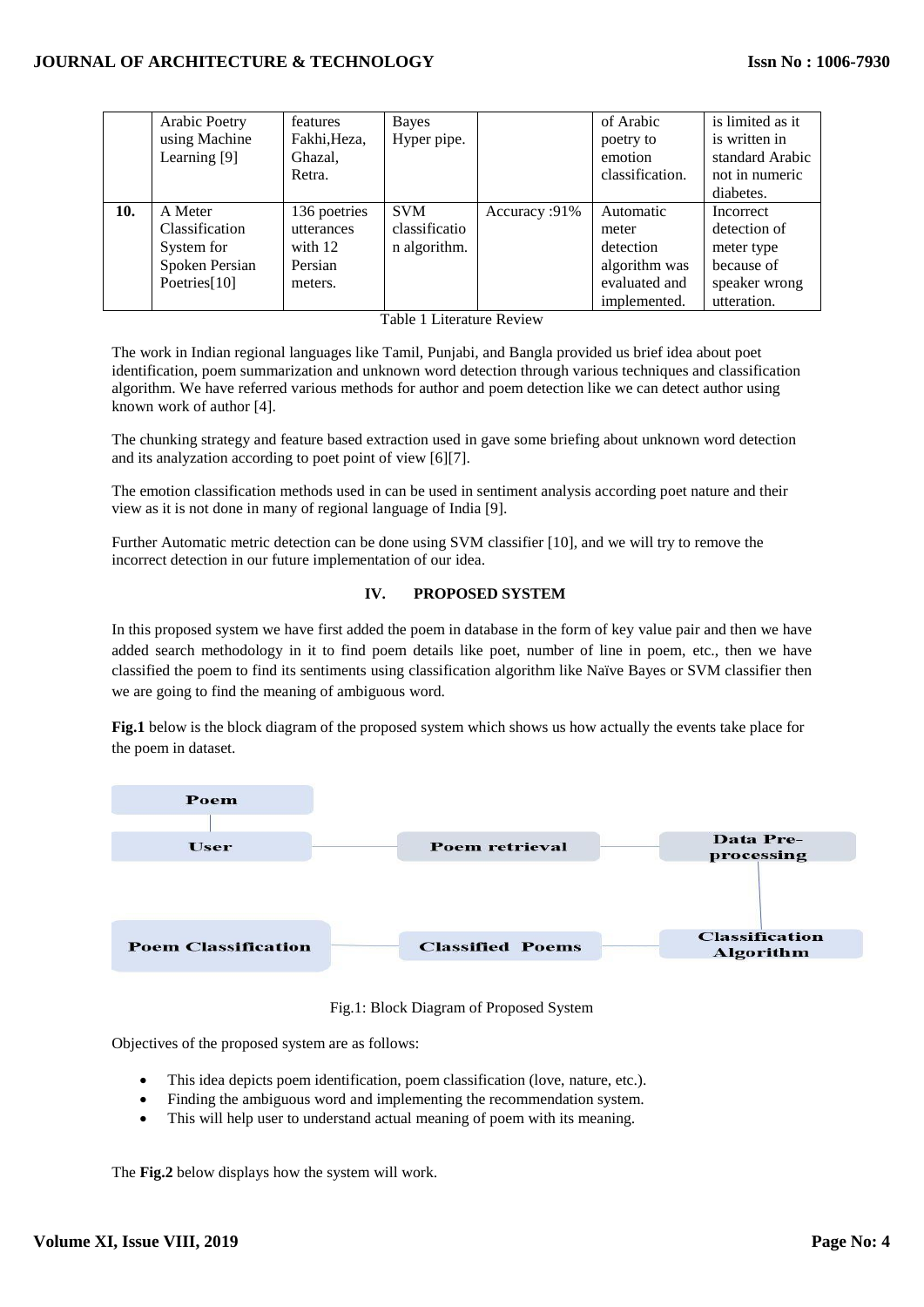|  | Arabic Poetry using Machine Learning [9] | features Fakhi,Heza, Ghazal, Retra. | Bayes Hyper pipe. |  | of Arabic poetry to emotion classification. | is limited as it is written in standard Arabic not in numeric diabetes. |
|---|---|---|---|---|---|---|
| **10.** | A Meter Classification System for Spoken Persian Poetries[10] | 136 poetries utterances with 12 Persian meters. | SVM classification algorithm. | Accuracy :91% | Automatic meter detection algorithm was evaluated and implemented. | Incorrect detection of meter type because of speaker wrong utteration. |

Table 1 Literature Review

The work in Indian regional languages like Tamil, Punjabi, and Bangla provided us brief idea about poet identification, poem summarization and unknown word detection through various techniques and classification algorithm. We have referred various methods for author and poem detection like we can detect author using known work of author [4].

The chunking strategy and feature based extraction used in gave some briefing about unknown word detection and its analyzation according to poet point of view [6][7].

The emotion classification methods used in can be used in sentiment analysis according poet nature and their view as it is not done in many of regional language of India [9].

Further Automatic metric detection can be done using SVM classifier [10], and we will try to remove the incorrect detection in our future implementation of our idea.

## IV. PROPOSED SYSTEM

In this proposed system we have first added the poem in database in the form of key value pair and then we have added search methodology in it to find poem details like poet, number of line in poem, etc., then we have classified the poem to find its sentiments using classification algorithm like Naïve Bayes or SVM classifier then we are going to find the meaning of ambiguous word.

**Fig.1** below is the block diagram of the proposed system which shows us how actually the events take place for the poem in dataset.

Poem → User → Poem retrieval → Data Pre-processing → Classification Algorithm → Classified Poems → Poem Classification

Fig.1: Block Diagram of Proposed System

Objectives of the proposed system are as follows:

- This idea depicts poem identification, poem classification (love, nature, etc.).
- Finding the ambiguous word and implementing the recommendation system.
- This will help user to understand actual meaning of poem with its meaning.

The **Fig.2** below displays how the system will work.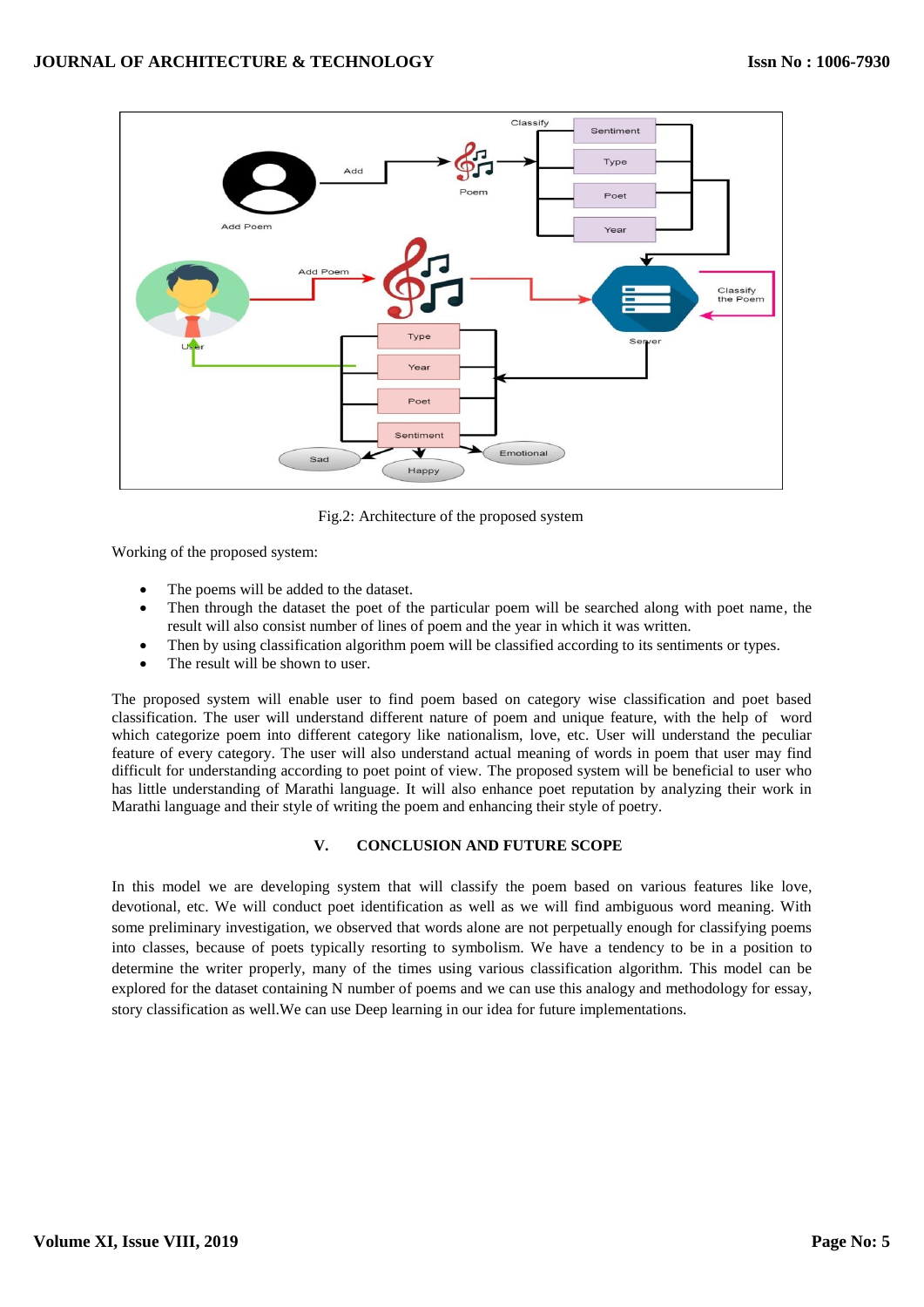Fig.2: Architecture of the proposed system

Working of the proposed system:

- The poems will be added to the dataset.
- Then through the dataset the poet of the particular poem will be searched along with poet name, the result will also consist number of lines of poem and the year in which it was written.
- Then by using classification algorithm poem will be classified according to its sentiments or types.
- The result will be shown to user.

The proposed system will enable user to find poem based on category wise classification and poet based classification. The user will understand different nature of poem and unique feature, with the help of word which categorize poem into different category like nationalism, love, etc. User will understand the peculiar feature of every category. The user will also understand actual meaning of words in poem that user may find difficult for understanding according to poet point of view. The proposed system will be beneficial to user who has little understanding of Marathi language. It will also enhance poet reputation by analyzing their work in Marathi language and their style of writing the poem and enhancing their style of poetry.

## V. CONCLUSION AND FUTURE SCOPE

In this model we are developing system that will classify the poem based on various features like love, devotional, etc. We will conduct poet identification as well as we will find ambiguous word meaning. With some preliminary investigation, we observed that words alone are not perpetually enough for classifying poems into classes, because of poets typically resorting to symbolism. We have a tendency to be in a position to determine the writer properly, many of the times using various classification algorithm. This model can be explored for the dataset containing N number of poems and we can use this analogy and methodology for essay, story classification as well.We can use Deep learning in our idea for future implementations.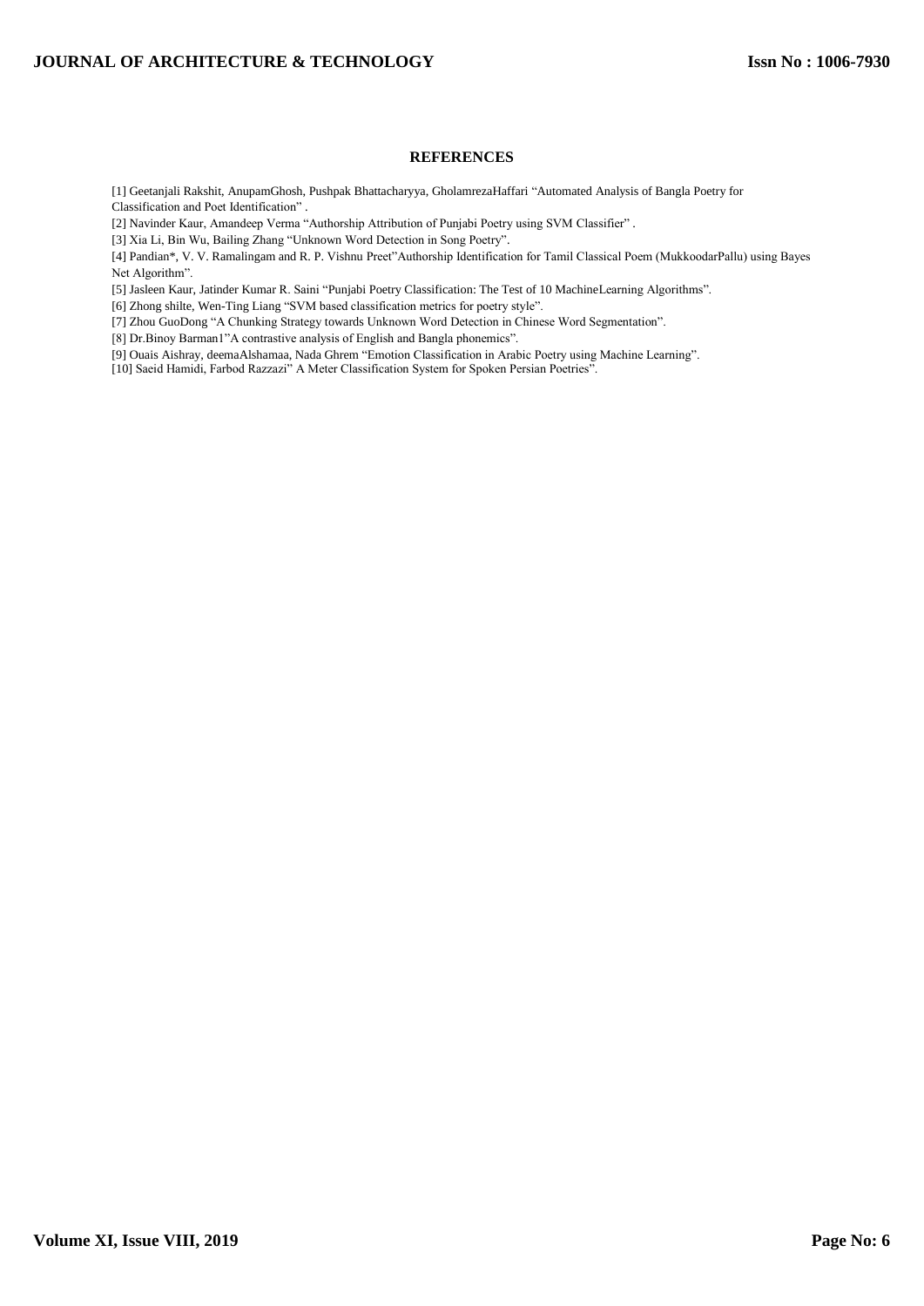## REFERENCES

[1] Geetanjali Rakshit, AnupamGhosh, Pushpak Bhattacharyya, GholamrezaHaffari "Automated Analysis of Bangla Poetry for Classification and Poet Identification" .

[2] Navinder Kaur, Amandeep Verma "Authorship Attribution of Punjabi Poetry using SVM Classifier" .

[3] Xia Li, Bin Wu, Bailing Zhang "Unknown Word Detection in Song Poetry".

[4] Pandian*, V. V. Ramalingam and R. P. Vishnu Preet"Authorship Identification for Tamil Classical Poem (MukkoodarPallu) using Bayes Net Algorithm".

[5] Jasleen Kaur, Jatinder Kumar R. Saini "Punjabi Poetry Classification: The Test of 10 MachineLearning Algorithms".

[6] Zhong shilte, Wen-Ting Liang "SVM based classification metrics for poetry style".

[7] Zhou GuoDong "A Chunking Strategy towards Unknown Word Detection in Chinese Word Segmentation".

[8] Dr.Binoy Barman1"A contrastive analysis of English and Bangla phonemics".

[9] Ouais Aishray, deemaAlshamaa, Nada Ghrem "Emotion Classification in Arabic Poetry using Machine Learning".

[10] Saeid Hamidi, Farbod Razzazi" A Meter Classification System for Spoken Persian Poetries".